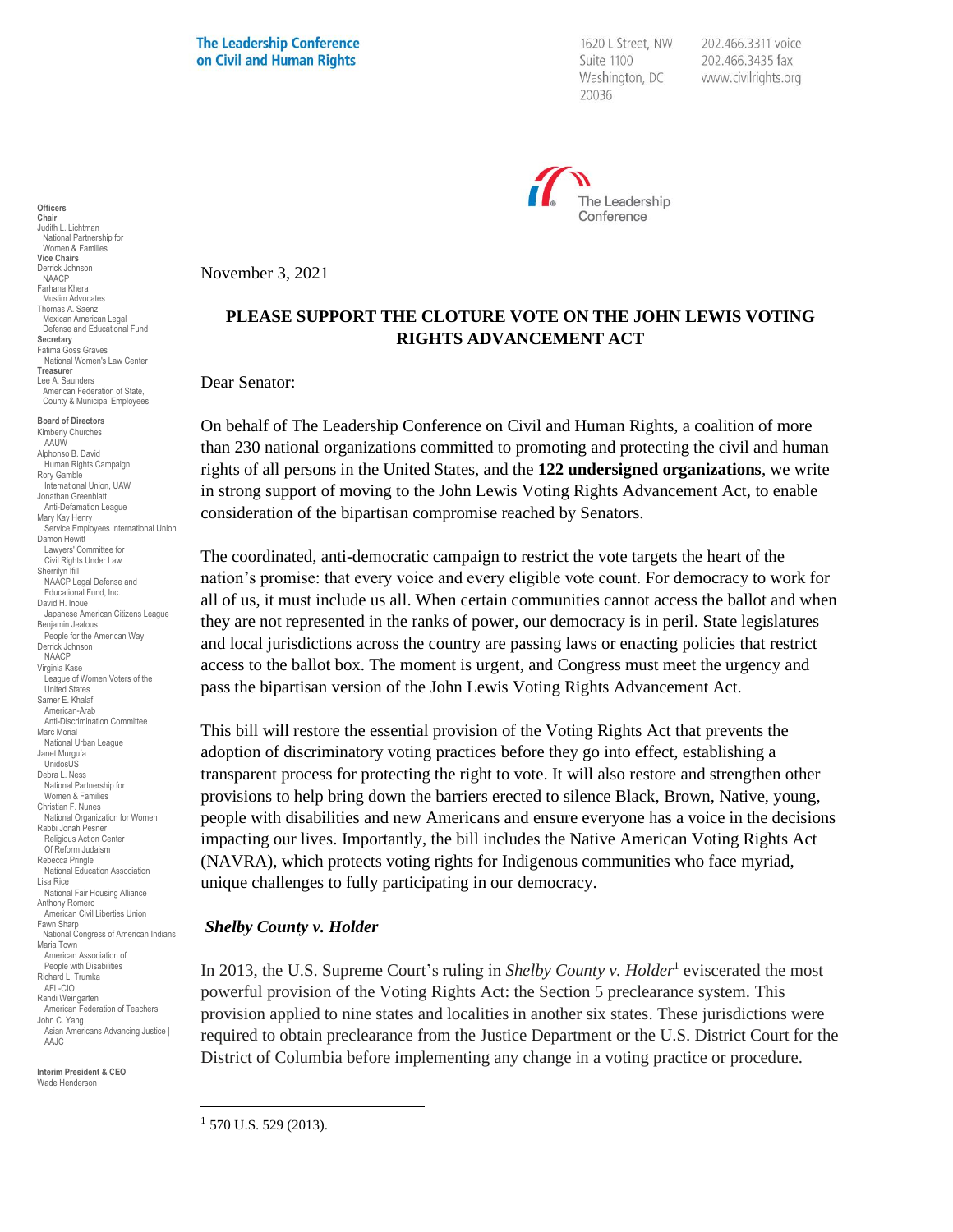**The Leadership Conference on Civil and Human Rights**

1620 L Street, NW
Suite 1100
Washington, DC
20036

202.466.3311 voice
202.466.3435 fax
www.civilrights.org

**Officers**
**Chair**
Judith L. Lichtman
National Partnership for Women & Families
**Vice Chairs**
Derrick Johnson
NAACP
Farhana Khera
Muslim Advocates
Thomas A. Saenz
Mexican American Legal Defense and Educational Fund
**Secretary**
Fatima Goss Graves
National Women's Law Center
**Treasurer**
Lee A. Saunders
American Federation of State, County & Municipal Employees

**Board of Directors**
Kimberly Churches
AAUW
Alphonso B. David
Human Rights Campaign
Rory Gamble
International Union, UAW
Jonathan Greenblatt
Anti-Defamation League
Mary Kay Henry
Service Employees International Union
Damon Hewitt
Lawyers' Committee for Civil Rights Under Law
Sherrilyn Ifill
NAACP Legal Defense and Educational Fund, Inc.
David H. Inoue
Japanese American Citizens League
Benjamin Jealous
People for the American Way
Derrick Johnson
NAACP
Virginia Kase
League of Women Voters of the United States
Samer E. Khalaf
American-Arab Anti-Discrimination Committee
Marc Morial
National Urban League
Janet Murguia
UnidosUS
Debra L. Ness
National Partnership for Women & Families
Christian F. Nunes
National Organization for Women
Rabbi Jonah Pesner
Religious Action Center Of Reform Judaism
Rebecca Pringle
National Education Association
Lisa Rice
National Fair Housing Alliance
Anthony Romero
American Civil Liberties Union
Fawn Sharp
National Congress of American Indians
Maria Town
American Association of People with Disabilities
Richard L. Trumka
AFL-CIO
Randi Weingarten
American Federation of Teachers
John C. Yang
Asian Americans Advancing Justice | AAJC

**Interim President & CEO**
Wade Henderson

November 3, 2021

**PLEASE SUPPORT THE CLOTURE VOTE ON THE JOHN LEWIS VOTING RIGHTS ADVANCEMENT ACT**

Dear Senator:

On behalf of The Leadership Conference on Civil and Human Rights, a coalition of more than 230 national organizations committed to promoting and protecting the civil and human rights of all persons in the United States, and the **122 undersigned organizations**, we write in strong support of moving to the John Lewis Voting Rights Advancement Act, to enable consideration of the bipartisan compromise reached by Senators.

The coordinated, anti-democratic campaign to restrict the vote targets the heart of the nation's promise: that every voice and every eligible vote count. For democracy to work for all of us, it must include us all. When certain communities cannot access the ballot and when they are not represented in the ranks of power, our democracy is in peril. State legislatures and local jurisdictions across the country are passing laws or enacting policies that restrict access to the ballot box. The moment is urgent, and Congress must meet the urgency and pass the bipartisan version of the John Lewis Voting Rights Advancement Act.

This bill will restore the essential provision of the Voting Rights Act that prevents the adoption of discriminatory voting practices before they go into effect, establishing a transparent process for protecting the right to vote. It will also restore and strengthen other provisions to help bring down the barriers erected to silence Black, Brown, Native, young, people with disabilities and new Americans and ensure everyone has a voice in the decisions impacting our lives. Importantly, the bill includes the Native American Voting Rights Act (NAVRA), which protects voting rights for Indigenous communities who face myriad, unique challenges to fully participating in our democracy.

### *Shelby County v. Holder*

In 2013, the U.S. Supreme Court's ruling in *Shelby County v. Holder*[1] eviscerated the most powerful provision of the Voting Rights Act: the Section 5 preclearance system. This provision applied to nine states and localities in another six states. These jurisdictions were required to obtain preclearance from the Justice Department or the U.S. District Court for the District of Columbia before implementing any change in a voting practice or procedure.

[1] 570 U.S. 529 (2013).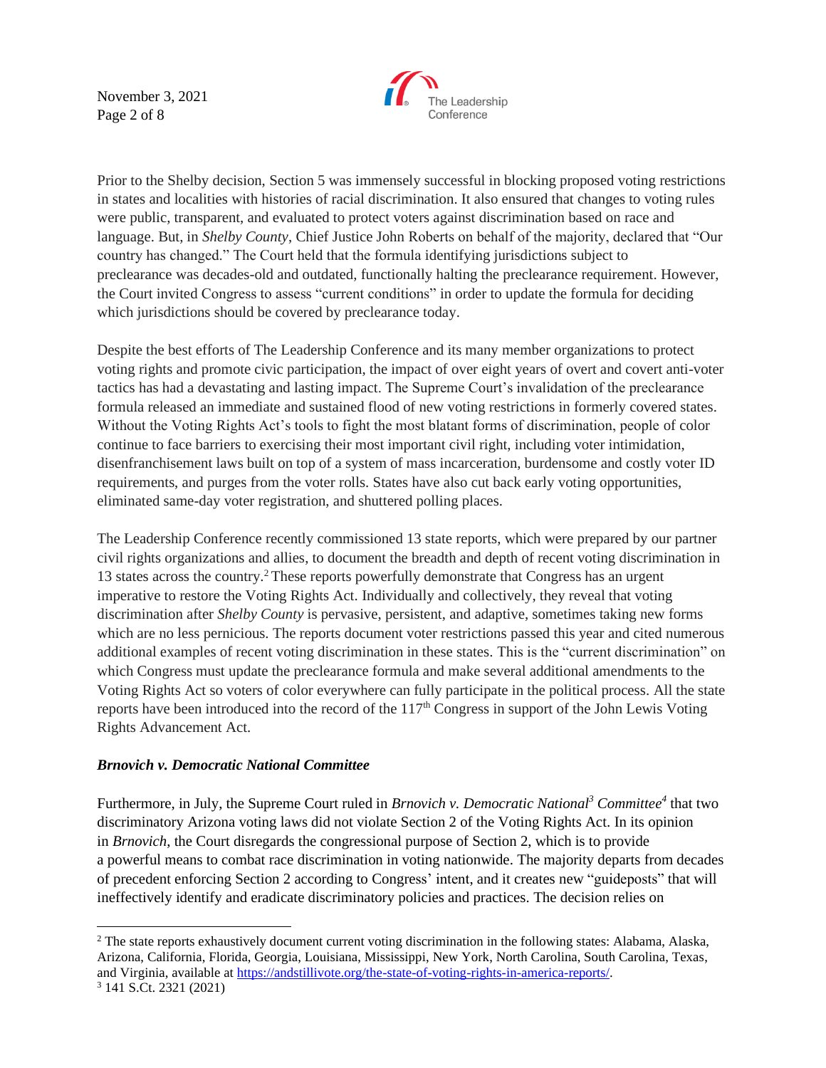Prior to the Shelby decision, Section 5 was immensely successful in blocking proposed voting restrictions in states and localities with histories of racial discrimination. It also ensured that changes to voting rules were public, transparent, and evaluated to protect voters against discrimination based on race and language. But, in *Shelby County*, Chief Justice John Roberts on behalf of the majority, declared that "Our country has changed." The Court held that the formula identifying jurisdictions subject to preclearance was decades-old and outdated, functionally halting the preclearance requirement. However, the Court invited Congress to assess "current conditions" in order to update the formula for deciding which jurisdictions should be covered by preclearance today.

Despite the best efforts of The Leadership Conference and its many member organizations to protect voting rights and promote civic participation, the impact of over eight years of overt and covert anti-voter tactics has had a devastating and lasting impact. The Supreme Court's invalidation of the preclearance formula released an immediate and sustained flood of new voting restrictions in formerly covered states. Without the Voting Rights Act's tools to fight the most blatant forms of discrimination, people of color continue to face barriers to exercising their most important civil right, including voter intimidation, disenfranchisement laws built on top of a system of mass incarceration, burdensome and costly voter ID requirements, and purges from the voter rolls. States have also cut back early voting opportunities, eliminated same-day voter registration, and shuttered polling places.

The Leadership Conference recently commissioned 13 state reports, which were prepared by our partner civil rights organizations and allies, to document the breadth and depth of recent voting discrimination in 13 states across the country.[2] These reports powerfully demonstrate that Congress has an urgent imperative to restore the Voting Rights Act. Individually and collectively, they reveal that voting discrimination after *Shelby County* is pervasive, persistent, and adaptive, sometimes taking new forms which are no less pernicious. The reports document voter restrictions passed this year and cited numerous additional examples of recent voting discrimination in these states. This is the "current discrimination" on which Congress must update the preclearance formula and make several additional amendments to the Voting Rights Act so voters of color everywhere can fully participate in the political process. All the state reports have been introduced into the record of the 117th Congress in support of the John Lewis Voting Rights Advancement Act.

### *Brnovich v. Democratic National Committee*

Furthermore, in July, the Supreme Court ruled in *Brnovich v. Democratic National*[3] *Committee*[4] that two discriminatory Arizona voting laws did not violate Section 2 of the Voting Rights Act. In its opinion in *Brnovich*, the Court disregards the congressional purpose of Section 2, which is to provide a powerful means to combat race discrimination in voting nationwide. The majority departs from decades of precedent enforcing Section 2 according to Congress' intent, and it creates new "guideposts" that will ineffectively identify and eradicate discriminatory policies and practices. The decision relies on

---

[2] The state reports exhaustively document current voting discrimination in the following states: Alabama, Alaska, Arizona, California, Florida, Georgia, Louisiana, Mississippi, New York, North Carolina, South Carolina, Texas, and Virginia, available at https://andstillivote.org/the-state-of-voting-rights-in-america-reports/.

[3] 141 S.Ct. 2321 (2021)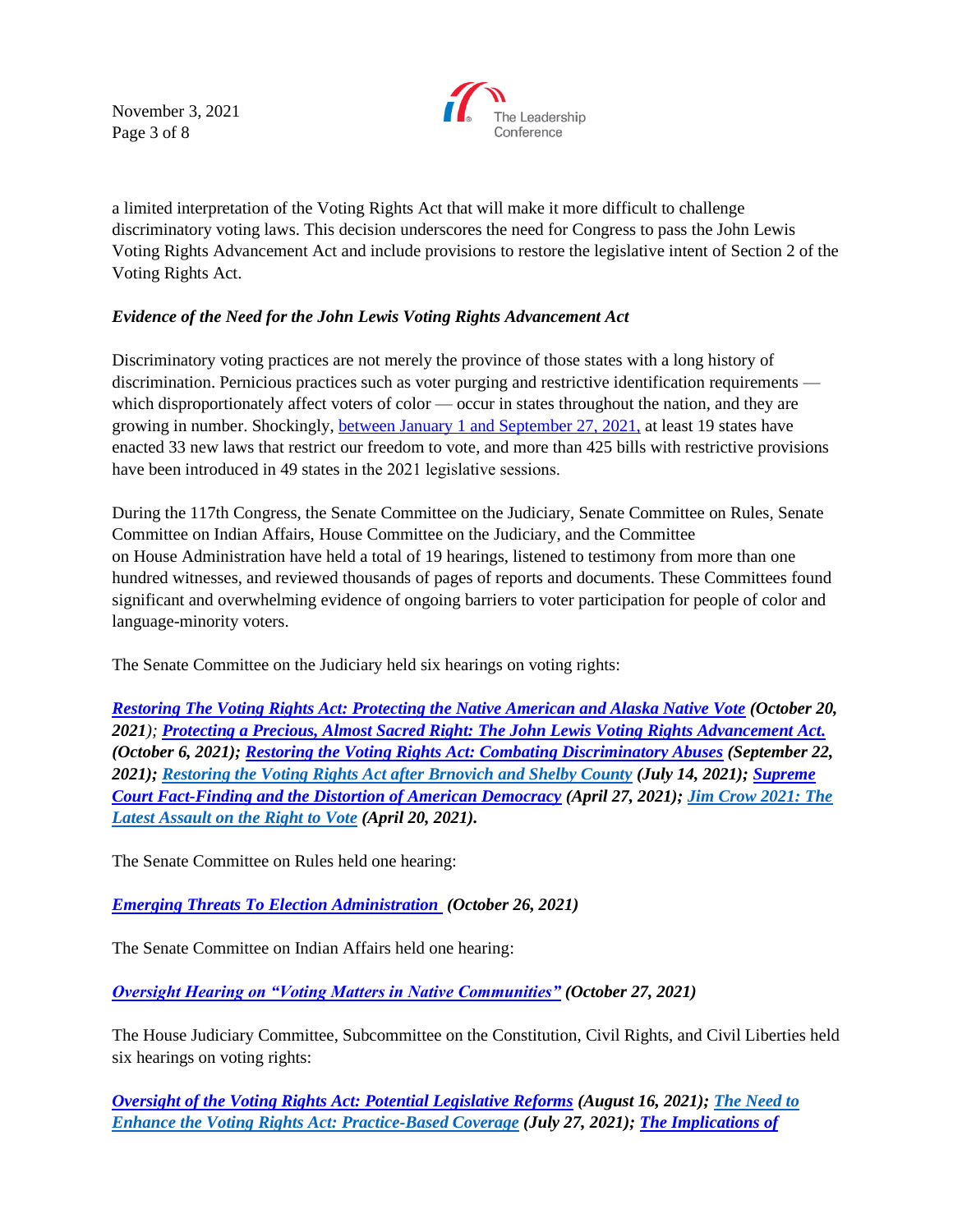a limited interpretation of the Voting Rights Act that will make it more difficult to challenge discriminatory voting laws. This decision underscores the need for Congress to pass the John Lewis Voting Rights Advancement Act and include provisions to restore the legislative intent of Section 2 of the Voting Rights Act.

*Evidence of the Need for the John Lewis Voting Rights Advancement Act*

Discriminatory voting practices are not merely the province of those states with a long history of discrimination. Pernicious practices such as voter purging and restrictive identification requirements — which disproportionately affect voters of color — occur in states throughout the nation, and they are growing in number. Shockingly, between January 1 and September 27, 2021, at least 19 states have enacted 33 new laws that restrict our freedom to vote, and more than 425 bills with restrictive provisions have been introduced in 49 states in the 2021 legislative sessions.

During the 117th Congress, the Senate Committee on the Judiciary, Senate Committee on Rules, Senate Committee on Indian Affairs, House Committee on the Judiciary, and the Committee on House Administration have held a total of 19 hearings, listened to testimony from more than one hundred witnesses, and reviewed thousands of pages of reports and documents. These Committees found significant and overwhelming evidence of ongoing barriers to voter participation for people of color and language-minority voters.

The Senate Committee on the Judiciary held six hearings on voting rights:

***Restoring The Voting Rights Act: Protecting the Native American and Alaska Native Vote (October 20, 2021); Protecting a Precious, Almost Sacred Right: The John Lewis Voting Rights Advancement Act. (October 6, 2021); Restoring the Voting Rights Act: Combating Discriminatory Abuses (September 22, 2021); Restoring the Voting Rights Act after Brnovich and Shelby County (July 14, 2021); Supreme Court Fact-Finding and the Distortion of American Democracy (April 27, 2021); Jim Crow 2021: The Latest Assault on the Right to Vote (April 20, 2021).***

The Senate Committee on Rules held one hearing:

***Emerging Threats To Election Administration (October 26, 2021)***

The Senate Committee on Indian Affairs held one hearing:

***Oversight Hearing on "Voting Matters in Native Communities" (October 27, 2021)***

The House Judiciary Committee, Subcommittee on the Constitution, Civil Rights, and Civil Liberties held six hearings on voting rights:

***Oversight of the Voting Rights Act: Potential Legislative Reforms (August 16, 2021); The Need to Enhance the Voting Rights Act: Practice-Based Coverage (July 27, 2021); The Implications of***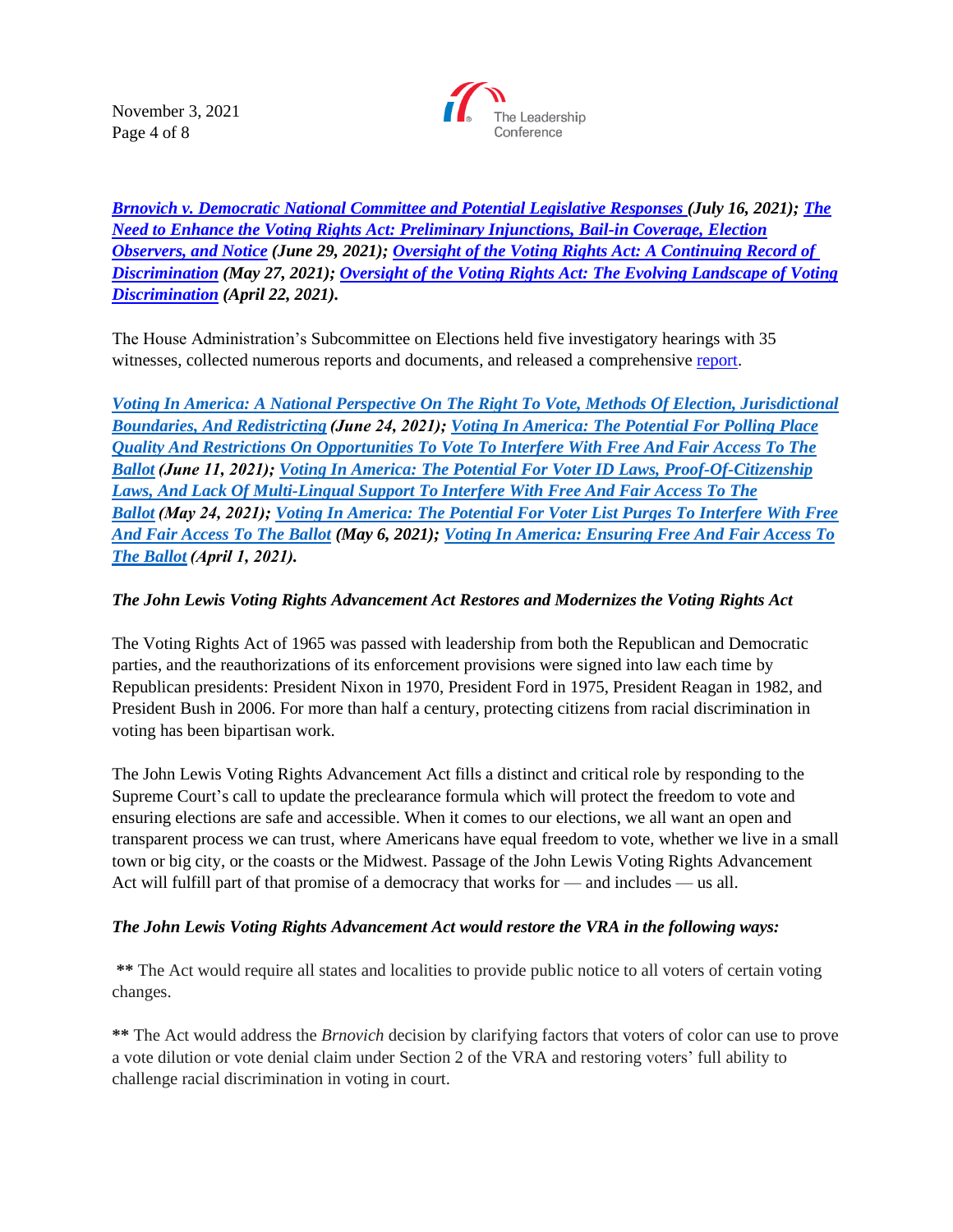***Brnovich v. Democratic National Committee and Potential Legislative Responses* (July 16, 2021); *The Need to Enhance the Voting Rights Act: Preliminary Injunctions, Bail-in Coverage, Election Observers, and Notice* (June 29, 2021); *Oversight of the Voting Rights Act: A Continuing Record of Discrimination* (May 27, 2021); *Oversight of the Voting Rights Act: The Evolving Landscape of Voting Discrimination* (April 22, 2021).**

The House Administration's Subcommittee on Elections held five investigatory hearings with 35 witnesses, collected numerous reports and documents, and released a comprehensive report.

***Voting In America: A National Perspective On The Right To Vote, Methods Of Election, Jurisdictional Boundaries, And Redistricting* (June 24, 2021); *Voting In America: The Potential For Polling Place Quality And Restrictions On Opportunities To Vote To Interfere With Free And Fair Access To The Ballot* (June 11, 2021); *Voting In America: The Potential For Voter ID Laws, Proof-Of-Citizenship Laws, And Lack Of Multi-Lingual Support To Interfere With Free And Fair Access To The Ballot* (May 24, 2021); *Voting In America: The Potential For Voter List Purges To Interfere With Free And Fair Access To The Ballot* (May 6, 2021); *Voting In America: Ensuring Free And Fair Access To The Ballot* (April 1, 2021).**

*The John Lewis Voting Rights Advancement Act Restores and Modernizes the Voting Rights Act*

The Voting Rights Act of 1965 was passed with leadership from both the Republican and Democratic parties, and the reauthorizations of its enforcement provisions were signed into law each time by Republican presidents: President Nixon in 1970, President Ford in 1975, President Reagan in 1982, and President Bush in 2006. For more than half a century, protecting citizens from racial discrimination in voting has been bipartisan work.

The John Lewis Voting Rights Advancement Act fills a distinct and critical role by responding to the Supreme Court's call to update the preclearance formula which will protect the freedom to vote and ensuring elections are safe and accessible. When it comes to our elections, we all want an open and transparent process we can trust, where Americans have equal freedom to vote, whether we live in a small town or big city, or the coasts or the Midwest. Passage of the John Lewis Voting Rights Advancement Act will fulfill part of that promise of a democracy that works for — and includes — us all.

***The John Lewis Voting Rights Advancement Act would restore the VRA in the following ways:***

**\*\*** The Act would require all states and localities to provide public notice to all voters of certain voting changes.

**\*\*** The Act would address the *Brnovich* decision by clarifying factors that voters of color can use to prove a vote dilution or vote denial claim under Section 2 of the VRA and restoring voters' full ability to challenge racial discrimination in voting in court.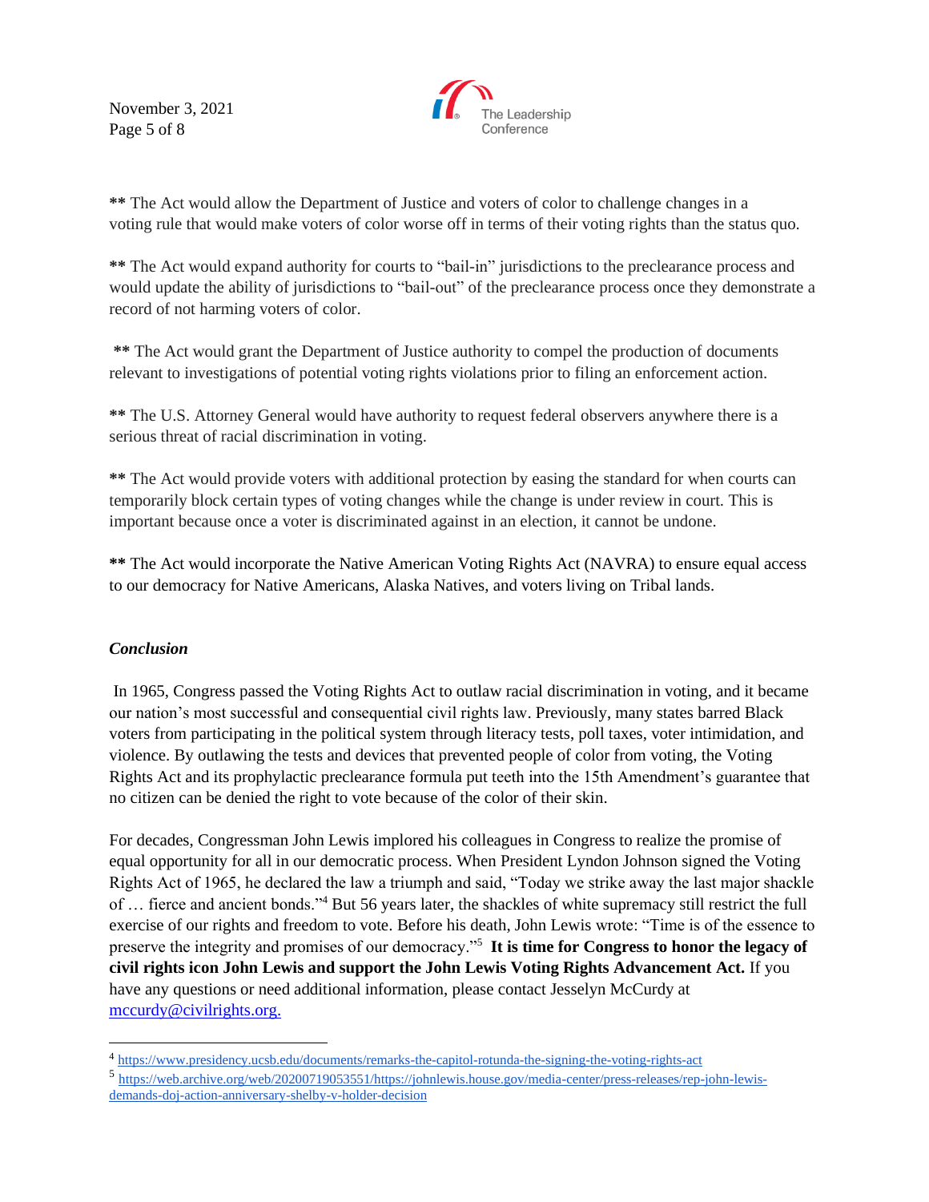** The Act would allow the Department of Justice and voters of color to challenge changes in a voting rule that would make voters of color worse off in terms of their voting rights than the status quo.

** The Act would expand authority for courts to "bail-in" jurisdictions to the preclearance process and would update the ability of jurisdictions to "bail-out" of the preclearance process once they demonstrate a record of not harming voters of color.

** The Act would grant the Department of Justice authority to compel the production of documents relevant to investigations of potential voting rights violations prior to filing an enforcement action.

** The U.S. Attorney General would have authority to request federal observers anywhere there is a serious threat of racial discrimination in voting.

** The Act would provide voters with additional protection by easing the standard for when courts can temporarily block certain types of voting changes while the change is under review in court. This is important because once a voter is discriminated against in an election, it cannot be undone.

** The Act would incorporate the Native American Voting Rights Act (NAVRA) to ensure equal access to our democracy for Native Americans, Alaska Natives, and voters living on Tribal lands.

***Conclusion***

In 1965, Congress passed the Voting Rights Act to outlaw racial discrimination in voting, and it became our nation's most successful and consequential civil rights law. Previously, many states barred Black voters from participating in the political system through literacy tests, poll taxes, voter intimidation, and violence. By outlawing the tests and devices that prevented people of color from voting, the Voting Rights Act and its prophylactic preclearance formula put teeth into the 15th Amendment's guarantee that no citizen can be denied the right to vote because of the color of their skin.

For decades, Congressman John Lewis implored his colleagues in Congress to realize the promise of equal opportunity for all in our democratic process. When President Lyndon Johnson signed the Voting Rights Act of 1965, he declared the law a triumph and said, "Today we strike away the last major shackle of … fierce and ancient bonds."[4] But 56 years later, the shackles of white supremacy still restrict the full exercise of our rights and freedom to vote. Before his death, John Lewis wrote: "Time is of the essence to preserve the integrity and promises of our democracy."[5] **It is time for Congress to honor the legacy of civil rights icon John Lewis and support the John Lewis Voting Rights Advancement Act.** If you have any questions or need additional information, please contact Jesselyn McCurdy at mccurdy@civilrights.org.

---

[4] https://www.presidency.ucsb.edu/documents/remarks-the-capitol-rotunda-the-signing-the-voting-rights-act

[5] https://web.archive.org/web/20200719053551/https://johnlewis.house.gov/media-center/press-releases/rep-john-lewis-demands-doj-action-anniversary-shelby-v-holder-decision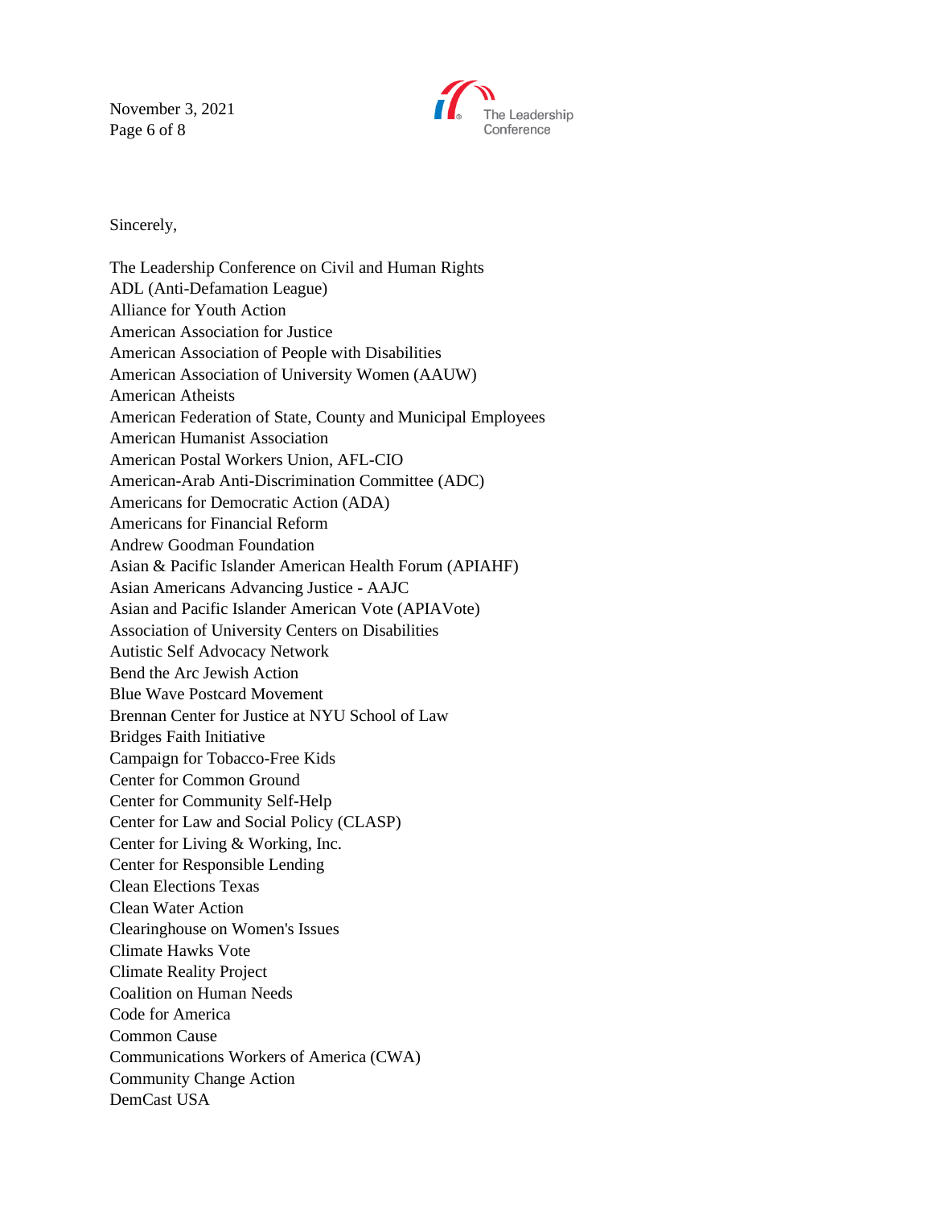Sincerely,

The Leadership Conference on Civil and Human Rights
ADL (Anti-Defamation League)
Alliance for Youth Action
American Association for Justice
American Association of People with Disabilities
American Association of University Women (AAUW)
American Atheists
American Federation of State, County and Municipal Employees
American Humanist Association
American Postal Workers Union, AFL-CIO
American-Arab Anti-Discrimination Committee (ADC)
Americans for Democratic Action (ADA)
Americans for Financial Reform
Andrew Goodman Foundation
Asian & Pacific Islander American Health Forum (APIAHF)
Asian Americans Advancing Justice - AAJC
Asian and Pacific Islander American Vote (APIAVote)
Association of University Centers on Disabilities
Autistic Self Advocacy Network
Bend the Arc Jewish Action
Blue Wave Postcard Movement
Brennan Center for Justice at NYU School of Law
Bridges Faith Initiative
Campaign for Tobacco-Free Kids
Center for Common Ground
Center for Community Self-Help
Center for Law and Social Policy (CLASP)
Center for Living & Working, Inc.
Center for Responsible Lending
Clean Elections Texas
Clean Water Action
Clearinghouse on Women's Issues
Climate Hawks Vote
Climate Reality Project
Coalition on Human Needs
Code for America
Common Cause
Communications Workers of America (CWA)
Community Change Action
DemCast USA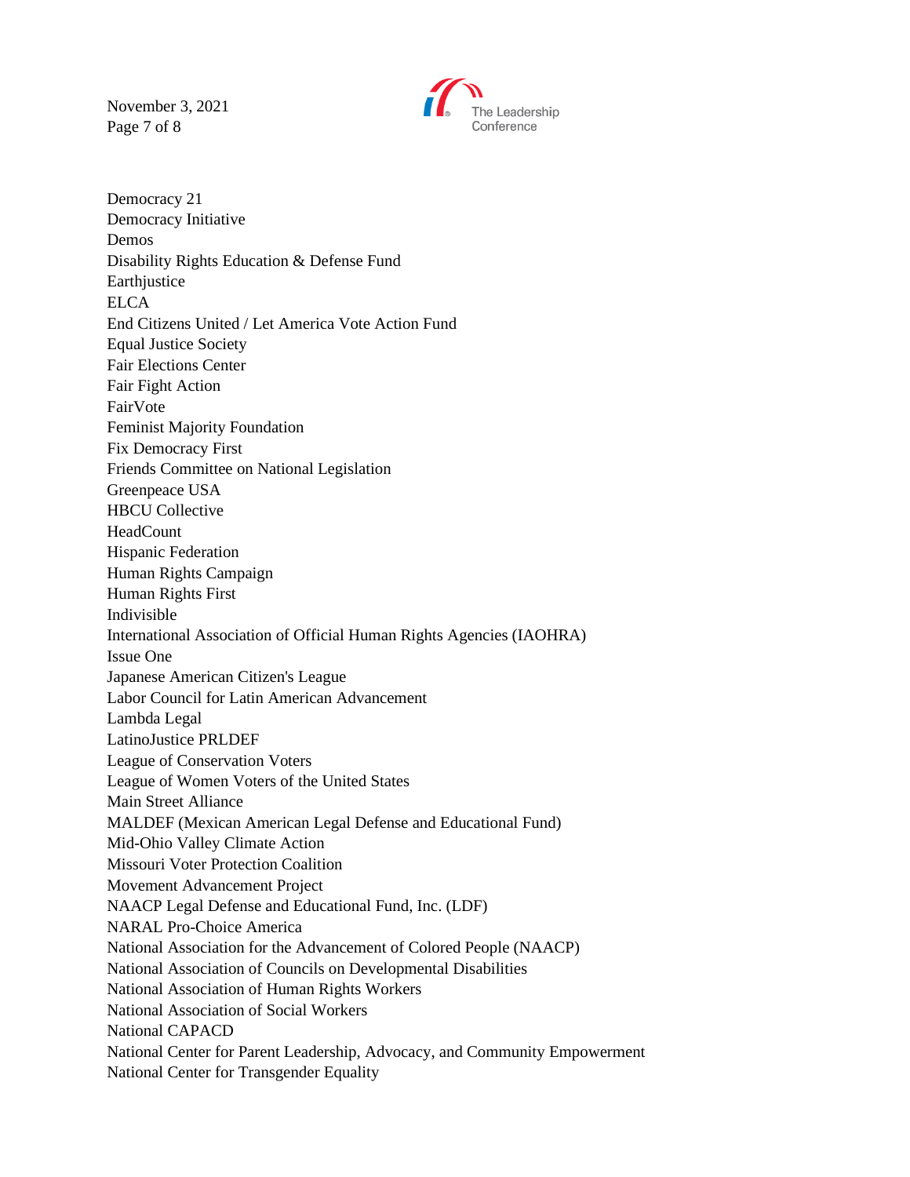Democracy 21
Democracy Initiative
Demos
Disability Rights Education & Defense Fund
Earthjustice
ELCA
End Citizens United / Let America Vote Action Fund
Equal Justice Society
Fair Elections Center
Fair Fight Action
FairVote
Feminist Majority Foundation
Fix Democracy First
Friends Committee on National Legislation
Greenpeace USA
HBCU Collective
HeadCount
Hispanic Federation
Human Rights Campaign
Human Rights First
Indivisible
International Association of Official Human Rights Agencies (IAOHRA)
Issue One
Japanese American Citizen's League
Labor Council for Latin American Advancement
Lambda Legal
LatinoJustice PRLDEF
League of Conservation Voters
League of Women Voters of the United States
Main Street Alliance
MALDEF (Mexican American Legal Defense and Educational Fund)
Mid-Ohio Valley Climate Action
Missouri Voter Protection Coalition
Movement Advancement Project
NAACP Legal Defense and Educational Fund, Inc. (LDF)
NARAL Pro-Choice America
National Association for the Advancement of Colored People (NAACP)
National Association of Councils on Developmental Disabilities
National Association of Human Rights Workers
National Association of Social Workers
National CAPACD
National Center for Parent Leadership, Advocacy, and Community Empowerment
National Center for Transgender Equality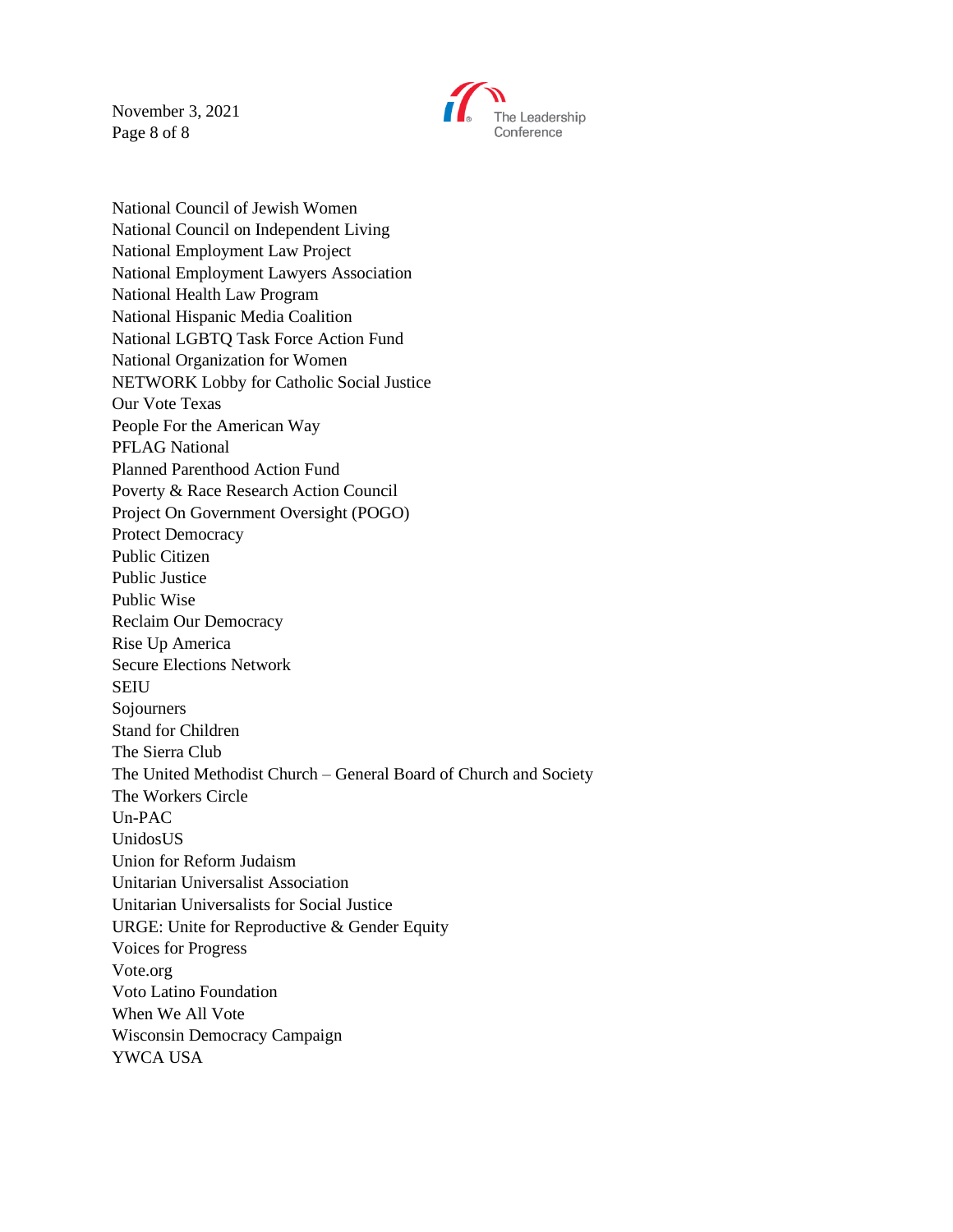National Council of Jewish Women
National Council on Independent Living
National Employment Law Project
National Employment Lawyers Association
National Health Law Program
National Hispanic Media Coalition
National LGBTQ Task Force Action Fund
National Organization for Women
NETWORK Lobby for Catholic Social Justice
Our Vote Texas
People For the American Way
PFLAG National
Planned Parenthood Action Fund
Poverty & Race Research Action Council
Project On Government Oversight (POGO)
Protect Democracy
Public Citizen
Public Justice
Public Wise
Reclaim Our Democracy
Rise Up America
Secure Elections Network
SEIU
Sojourners
Stand for Children
The Sierra Club
The United Methodist Church – General Board of Church and Society
The Workers Circle
Un-PAC
UnidosUS
Union for Reform Judaism
Unitarian Universalist Association
Unitarian Universalists for Social Justice
URGE: Unite for Reproductive & Gender Equity
Voices for Progress
Vote.org
Voto Latino Foundation
When We All Vote
Wisconsin Democracy Campaign
YWCA USA